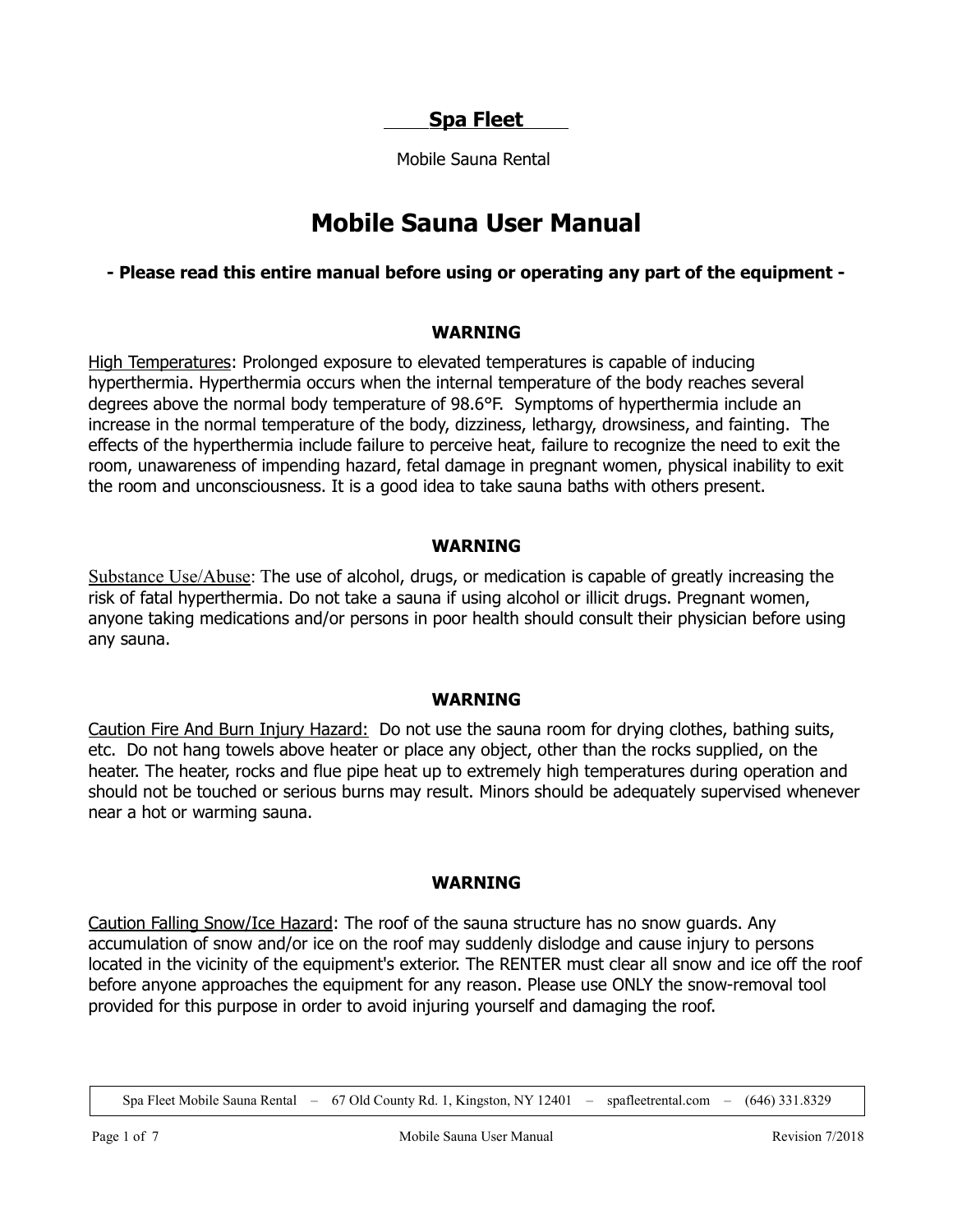**Spa Fleet**

Mobile Sauna Rental

# Mobile Sauna User Manual

**- Please read this entire manual before using or operating any part of the equipment -**

**WARNING**

High Temperatures: Prolonged exposure to elevated temperatures is capable of inducing hyperthermia. Hyperthermia occurs when the internal temperature of the body reaches several degrees above the normal body temperature of 98.6°F. Symptoms of hyperthermia include an increase in the normal temperature of the body, dizziness, lethargy, drowsiness, and fainting. The effects of the hyperthermia include failure to perceive heat, failure to recognize the need to exit the room, unawareness of impending hazard, fetal damage in pregnant women, physical inability to exit the room and unconsciousness. It is a good idea to take sauna baths with others present.

**WARNING**

Substance Use/Abuse: The use of alcohol, drugs, or medication is capable of greatly increasing the risk of fatal hyperthermia. Do not take a sauna if using alcohol or illicit drugs. Pregnant women, anyone taking medications and/or persons in poor health should consult their physician before using any sauna.

**WARNING**

Caution Fire And Burn Injury Hazard: Do not use the sauna room for drying clothes, bathing suits, etc. Do not hang towels above heater or place any object, other than the rocks supplied, on the heater. The heater, rocks and flue pipe heat up to extremely high temperatures during operation and should not be touched or serious burns may result. Minors should be adequately supervised whenever near a hot or warming sauna.

**WARNING**

Caution Falling Snow/Ice Hazard: The roof of the sauna structure has no snow guards. Any accumulation of snow and/or ice on the roof may suddenly dislodge and cause injury to persons located in the vicinity of the equipment's exterior. The RENTER must clear all snow and ice off the roof before anyone approaches the equipment for any reason. Please use ONLY the snow-removal tool provided for this purpose in order to avoid injuring yourself and damaging the roof.

Spa Fleet Mobile Sauna Rental – 67 Old County Rd. 1, Kingston, NY 12401 – spafleetrental.com – (646) 331.8329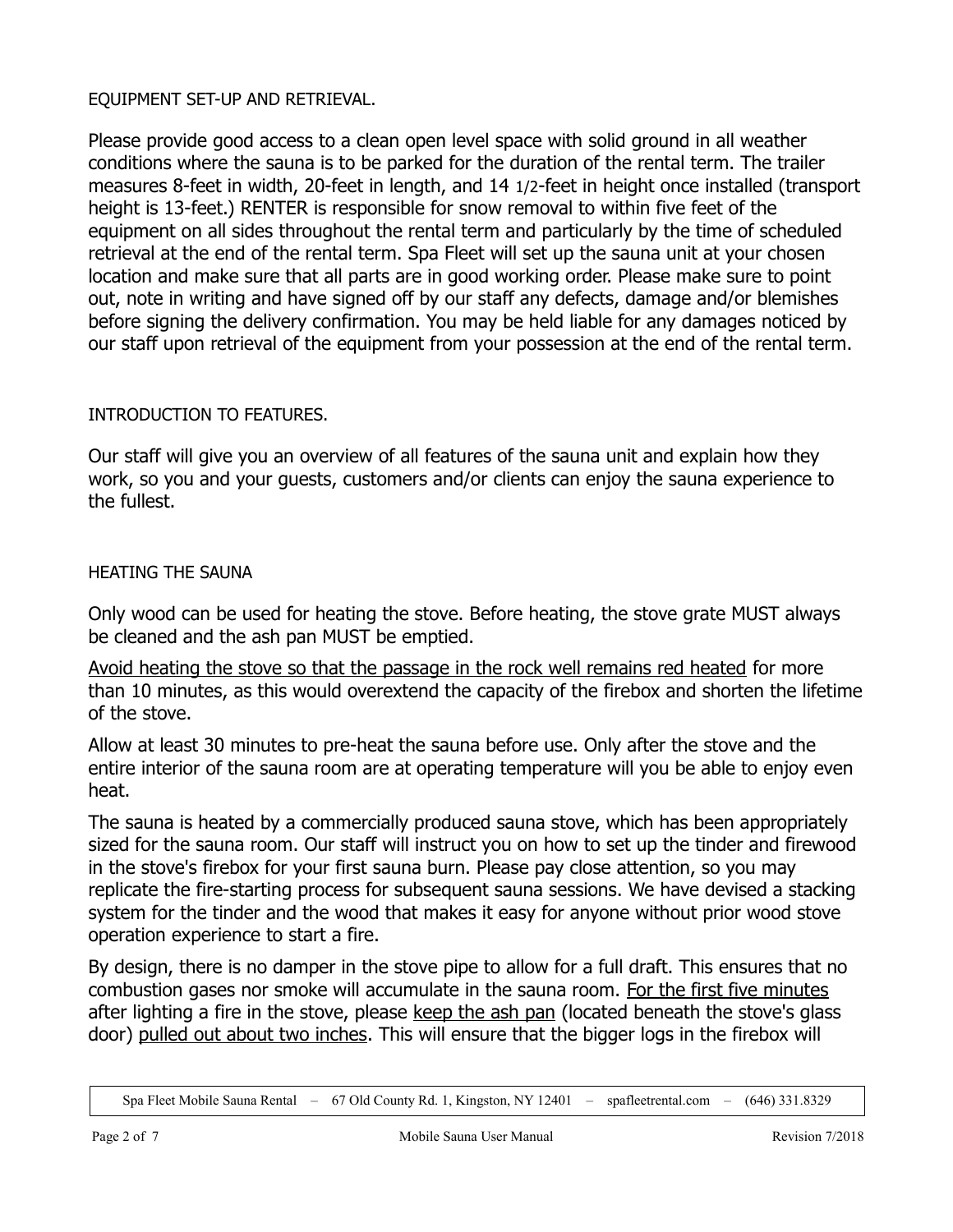## EQUIPMENT SET-UP AND RETRIEVAL.

Please provide good access to a clean open level space with solid ground in all weather conditions where the sauna is to be parked for the duration of the rental term. The trailer measures 8-feet in width, 20-feet in length, and 14 1/2-feet in height once installed (transport height is 13-feet.) RENTER is responsible for snow removal to within five feet of the equipment on all sides throughout the rental term and particularly by the time of scheduled retrieval at the end of the rental term. Spa Fleet will set up the sauna unit at your chosen location and make sure that all parts are in good working order. Please make sure to point out, note in writing and have signed off by our staff any defects, damage and/or blemishes before signing the delivery confirmation. You may be held liable for any damages noticed by our staff upon retrieval of the equipment from your possession at the end of the rental term.

## INTRODUCTION TO FEATURES.

Our staff will give you an overview of all features of the sauna unit and explain how they work, so you and your guests, customers and/or clients can enjoy the sauna experience to the fullest.

## HEATING THE SAUNA

Only wood can be used for heating the stove. Before heating, the stove grate MUST always be cleaned and the ash pan MUST be emptied.

Avoid heating the stove so that the passage in the rock well remains red heated for more than 10 minutes, as this would overextend the capacity of the firebox and shorten the lifetime of the stove.

Allow at least 30 minutes to pre-heat the sauna before use. Only after the stove and the entire interior of the sauna room are at operating temperature will you be able to enjoy even heat.

The sauna is heated by a commercially produced sauna stove, which has been appropriately sized for the sauna room. Our staff will instruct you on how to set up the tinder and firewood in the stove's firebox for your first sauna burn. Please pay close attention, so you may replicate the fire-starting process for subsequent sauna sessions. We have devised a stacking system for the tinder and the wood that makes it easy for anyone without prior wood stove operation experience to start a fire.

By design, there is no damper in the stove pipe to allow for a full draft. This ensures that no combustion gases nor smoke will accumulate in the sauna room. For the first five minutes after lighting a fire in the stove, please keep the ash pan (located beneath the stove's glass door) pulled out about two inches. This will ensure that the bigger logs in the firebox will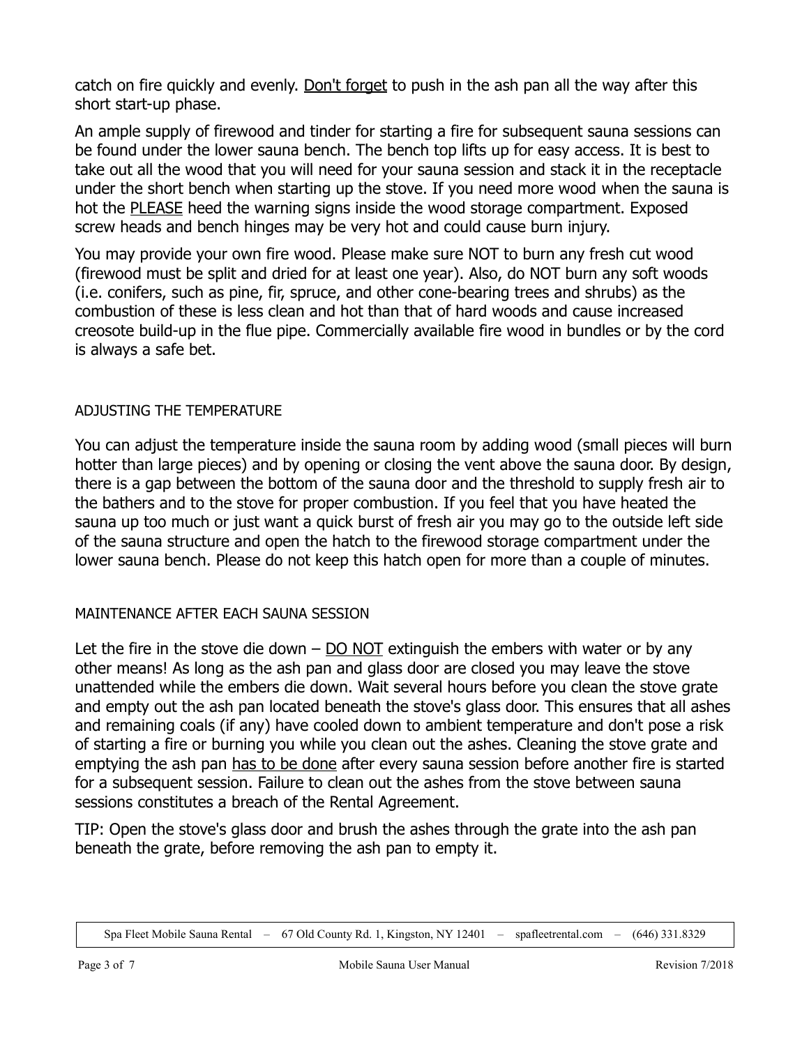catch on fire quickly and evenly. Don't forget to push in the ash pan all the way after this short start-up phase.

An ample supply of firewood and tinder for starting a fire for subsequent sauna sessions can be found under the lower sauna bench. The bench top lifts up for easy access. It is best to take out all the wood that you will need for your sauna session and stack it in the receptacle under the short bench when starting up the stove. If you need more wood when the sauna is hot the PLEASE heed the warning signs inside the wood storage compartment. Exposed screw heads and bench hinges may be very hot and could cause burn injury.

You may provide your own fire wood. Please make sure NOT to burn any fresh cut wood (firewood must be split and dried for at least one year). Also, do NOT burn any soft woods (i.e. conifers, such as pine, fir, spruce, and other cone-bearing trees and shrubs) as the combustion of these is less clean and hot than that of hard woods and cause increased creosote build-up in the flue pipe. Commercially available fire wood in bundles or by the cord is always a safe bet.

## ADJUSTING THE TEMPERATURE

You can adjust the temperature inside the sauna room by adding wood (small pieces will burn hotter than large pieces) and by opening or closing the vent above the sauna door. By design, there is a gap between the bottom of the sauna door and the threshold to supply fresh air to the bathers and to the stove for proper combustion. If you feel that you have heated the sauna up too much or just want a quick burst of fresh air you may go to the outside left side of the sauna structure and open the hatch to the firewood storage compartment under the lower sauna bench. Please do not keep this hatch open for more than a couple of minutes.

## MAINTENANCE AFTER EACH SAUNA SESSION

Let the fire in the stove die down – DO NOT extinguish the embers with water or by any other means! As long as the ash pan and glass door are closed you may leave the stove unattended while the embers die down. Wait several hours before you clean the stove grate and empty out the ash pan located beneath the stove's glass door. This ensures that all ashes and remaining coals (if any) have cooled down to ambient temperature and don't pose a risk of starting a fire or burning you while you clean out the ashes. Cleaning the stove grate and emptying the ash pan has to be done after every sauna session before another fire is started for a subsequent session. Failure to clean out the ashes from the stove between sauna sessions constitutes a breach of the Rental Agreement.

TIP: Open the stove's glass door and brush the ashes through the grate into the ash pan beneath the grate, before removing the ash pan to empty it.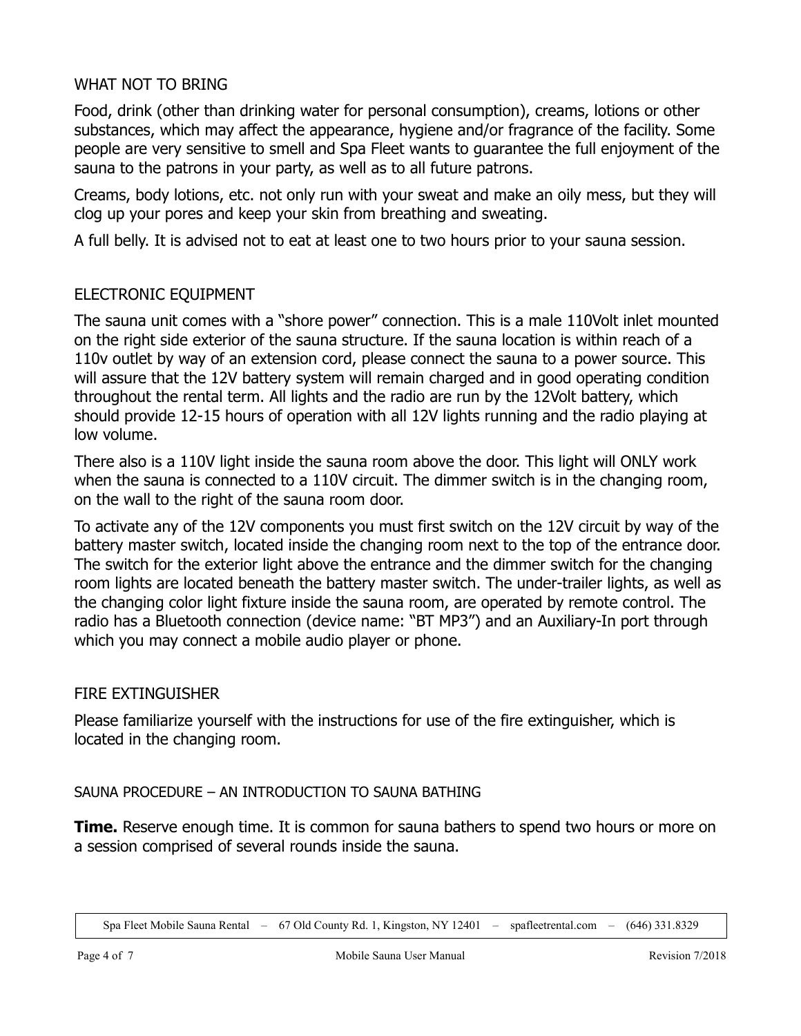## WHAT NOT TO BRING

Food, drink (other than drinking water for personal consumption), creams, lotions or other substances, which may affect the appearance, hygiene and/or fragrance of the facility. Some people are very sensitive to smell and Spa Fleet wants to guarantee the full enjoyment of the sauna to the patrons in your party, as well as to all future patrons.

Creams, body lotions, etc. not only run with your sweat and make an oily mess, but they will clog up your pores and keep your skin from breathing and sweating.

A full belly. It is advised not to eat at least one to two hours prior to your sauna session.

## ELECTRONIC EQUIPMENT

The sauna unit comes with a "shore power" connection. This is a male 110Volt inlet mounted on the right side exterior of the sauna structure. If the sauna location is within reach of a 110v outlet by way of an extension cord, please connect the sauna to a power source. This will assure that the 12V battery system will remain charged and in good operating condition throughout the rental term. All lights and the radio are run by the 12Volt battery, which should provide 12-15 hours of operation with all 12V lights running and the radio playing at low volume.

There also is a 110V light inside the sauna room above the door. This light will ONLY work when the sauna is connected to a 110V circuit. The dimmer switch is in the changing room, on the wall to the right of the sauna room door.

To activate any of the 12V components you must first switch on the 12V circuit by way of the battery master switch, located inside the changing room next to the top of the entrance door. The switch for the exterior light above the entrance and the dimmer switch for the changing room lights are located beneath the battery master switch. The under-trailer lights, as well as the changing color light fixture inside the sauna room, are operated by remote control. The radio has a Bluetooth connection (device name: "BT MP3") and an Auxiliary-In port through which you may connect a mobile audio player or phone.

## FIRE EXTINGUISHER

Please familiarize yourself with the instructions for use of the fire extinguisher, which is located in the changing room.

## SAUNA PROCEDURE – AN INTRODUCTION TO SAUNA BATHING

**Time.** Reserve enough time. It is common for sauna bathers to spend two hours or more on a session comprised of several rounds inside the sauna.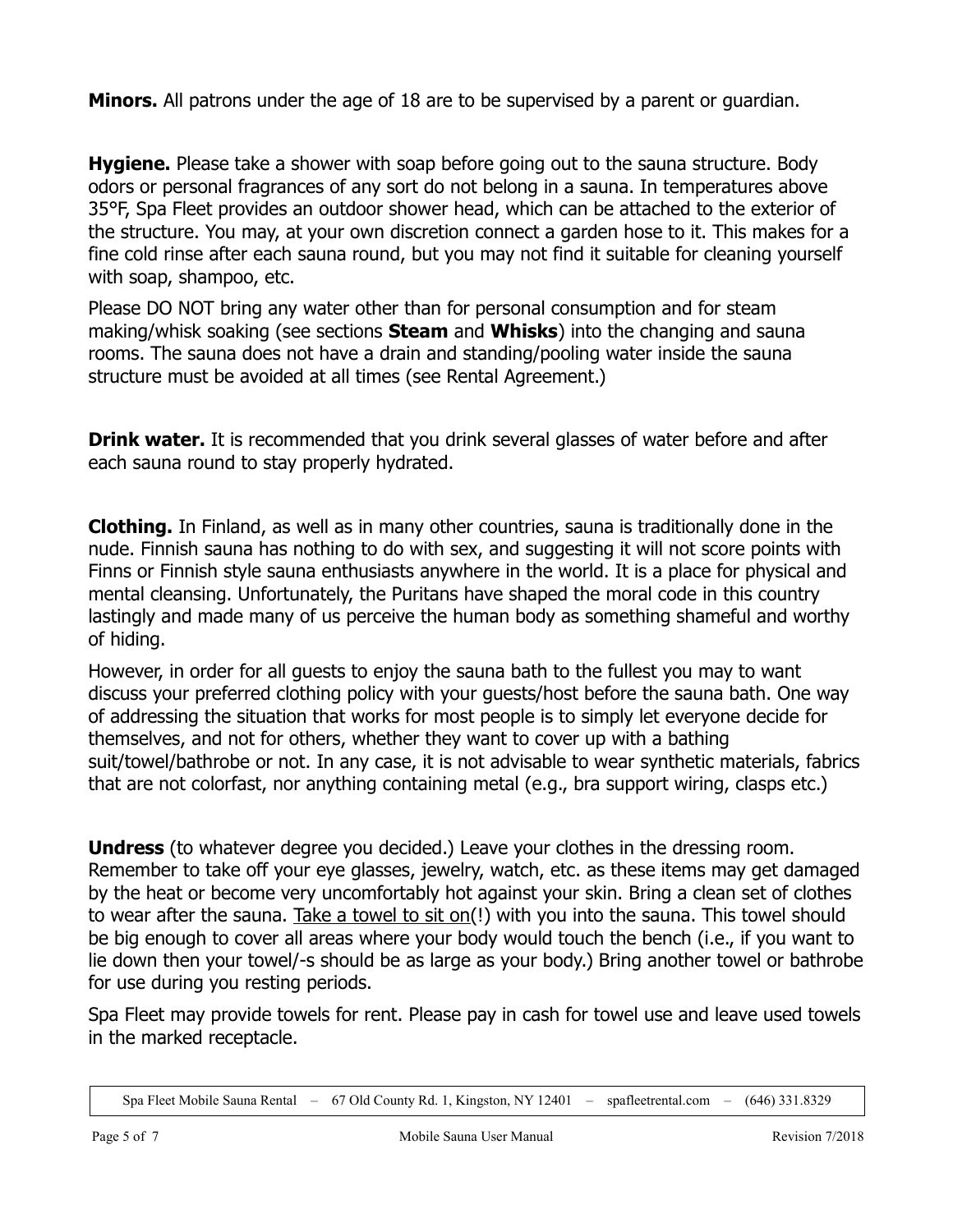**Minors.** All patrons under the age of 18 are to be supervised by a parent or guardian.

**Hygiene.** Please take a shower with soap before going out to the sauna structure. Body odors or personal fragrances of any sort do not belong in a sauna. In temperatures above 35°F, Spa Fleet provides an outdoor shower head, which can be attached to the exterior of the structure. You may, at your own discretion connect a garden hose to it. This makes for a fine cold rinse after each sauna round, but you may not find it suitable for cleaning yourself with soap, shampoo, etc.

Please DO NOT bring any water other than for personal consumption and for steam making/whisk soaking (see sections **Steam** and **Whisks**) into the changing and sauna rooms. The sauna does not have a drain and standing/pooling water inside the sauna structure must be avoided at all times (see Rental Agreement.)

**Drink water.** It is recommended that you drink several glasses of water before and after each sauna round to stay properly hydrated.

**Clothing.** In Finland, as well as in many other countries, sauna is traditionally done in the nude. Finnish sauna has nothing to do with sex, and suggesting it will not score points with Finns or Finnish style sauna enthusiasts anywhere in the world. It is a place for physical and mental cleansing. Unfortunately, the Puritans have shaped the moral code in this country lastingly and made many of us perceive the human body as something shameful and worthy of hiding.

However, in order for all guests to enjoy the sauna bath to the fullest you may to want discuss your preferred clothing policy with your guests/host before the sauna bath. One way of addressing the situation that works for most people is to simply let everyone decide for themselves, and not for others, whether they want to cover up with a bathing suit/towel/bathrobe or not. In any case, it is not advisable to wear synthetic materials, fabrics that are not colorfast, nor anything containing metal (e.g., bra support wiring, clasps etc.)

**Undress** (to whatever degree you decided.) Leave your clothes in the dressing room. Remember to take off your eye glasses, jewelry, watch, etc. as these items may get damaged by the heat or become very uncomfortably hot against your skin. Bring a clean set of clothes to wear after the sauna. <u>Take a towel to sit on</u>(!) with you into the sauna. This towel should be big enough to cover all areas where your body would touch the bench (i.e., if you want to lie down then your towel/-s should be as large as your body.) Bring another towel or bathrobe for use during you resting periods.

Spa Fleet may provide towels for rent. Please pay in cash for towel use and leave used towels in the marked receptacle.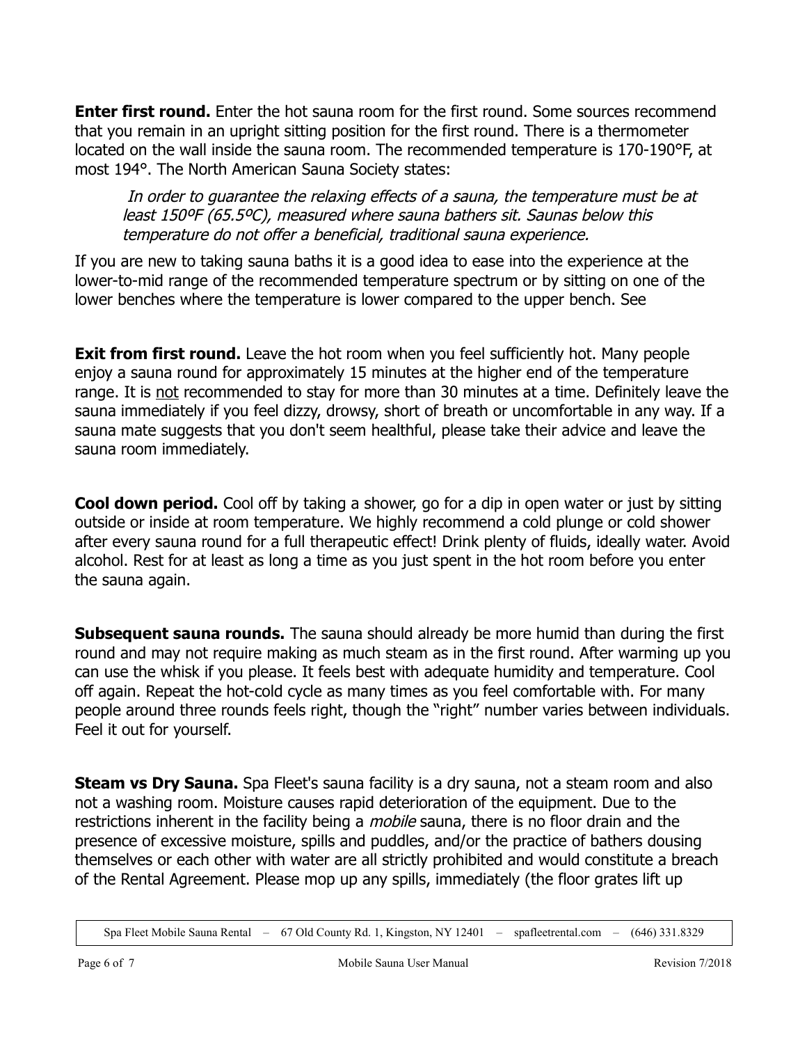**Enter first round.** Enter the hot sauna room for the first round. Some sources recommend that you remain in an upright sitting position for the first round. There is a thermometer located on the wall inside the sauna room. The recommended temperature is 170-190°F, at most 194°. The North American Sauna Society states:

> *In order to guarantee the relaxing effects of a sauna, the temperature must be at least 150ºF (65.5ºC), measured where sauna bathers sit. Saunas below this temperature do not offer a beneficial, traditional sauna experience.*

If you are new to taking sauna baths it is a good idea to ease into the experience at the lower-to-mid range of the recommended temperature spectrum or by sitting on one of the lower benches where the temperature is lower compared to the upper bench. See

**Exit from first round.** Leave the hot room when you feel sufficiently hot. Many people enjoy a sauna round for approximately 15 minutes at the higher end of the temperature range. It is <u>not</u> recommended to stay for more than 30 minutes at a time. Definitely leave the sauna immediately if you feel dizzy, drowsy, short of breath or uncomfortable in any way. If a sauna mate suggests that you don't seem healthful, please take their advice and leave the sauna room immediately.

**Cool down period.** Cool off by taking a shower, go for a dip in open water or just by sitting outside or inside at room temperature. We highly recommend a cold plunge or cold shower after every sauna round for a full therapeutic effect! Drink plenty of fluids, ideally water. Avoid alcohol. Rest for at least as long a time as you just spent in the hot room before you enter the sauna again.

**Subsequent sauna rounds.** The sauna should already be more humid than during the first round and may not require making as much steam as in the first round. After warming up you can use the whisk if you please. It feels best with adequate humidity and temperature. Cool off again. Repeat the hot-cold cycle as many times as you feel comfortable with. For many people around three rounds feels right, though the "right" number varies between individuals. Feel it out for yourself.

**Steam vs Dry Sauna.** Spa Fleet's sauna facility is a dry sauna, not a steam room and also not a washing room. Moisture causes rapid deterioration of the equipment. Due to the restrictions inherent in the facility being a *mobile* sauna, there is no floor drain and the presence of excessive moisture, spills and puddles, and/or the practice of bathers dousing themselves or each other with water are all strictly prohibited and would constitute a breach of the Rental Agreement. Please mop up any spills, immediately (the floor grates lift up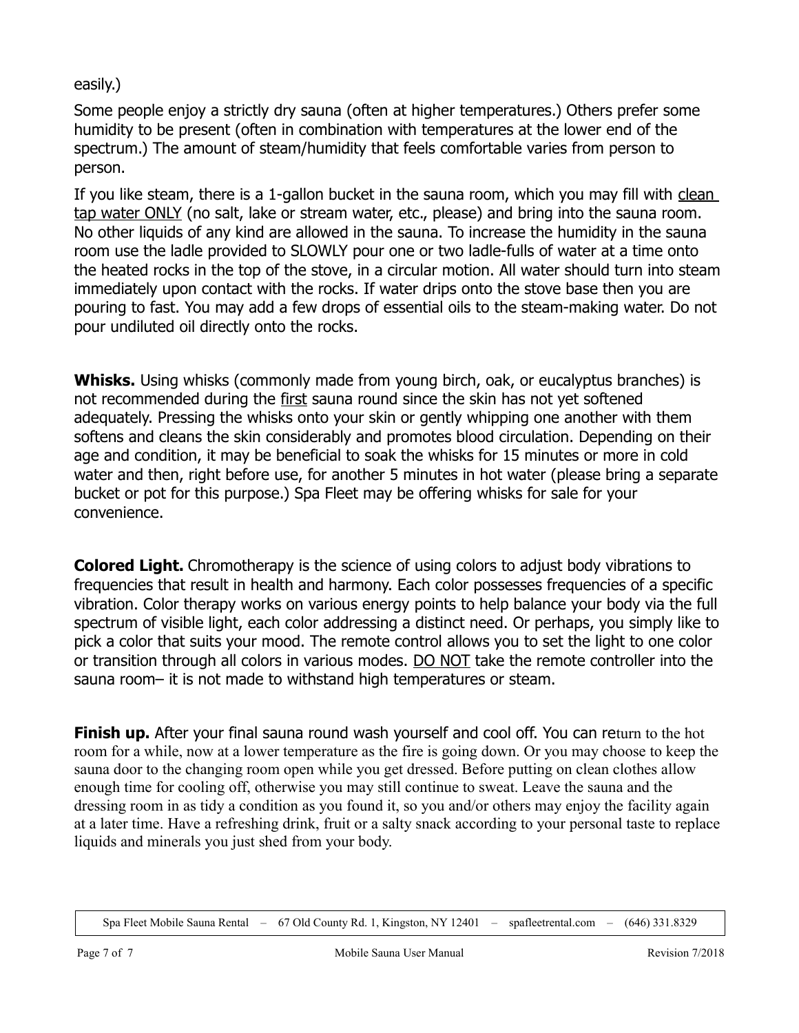easily.)

Some people enjoy a strictly dry sauna (often at higher temperatures.) Others prefer some humidity to be present (often in combination with temperatures at the lower end of the spectrum.) The amount of steam/humidity that feels comfortable varies from person to person.

If you like steam, there is a 1-gallon bucket in the sauna room, which you may fill with clean tap water ONLY (no salt, lake or stream water, etc., please) and bring into the sauna room. No other liquids of any kind are allowed in the sauna. To increase the humidity in the sauna room use the ladle provided to SLOWLY pour one or two ladle-fulls of water at a time onto the heated rocks in the top of the stove, in a circular motion. All water should turn into steam immediately upon contact with the rocks. If water drips onto the stove base then you are pouring to fast. You may add a few drops of essential oils to the steam-making water. Do not pour undiluted oil directly onto the rocks.

**Whisks.** Using whisks (commonly made from young birch, oak, or eucalyptus branches) is not recommended during the first sauna round since the skin has not yet softened adequately. Pressing the whisks onto your skin or gently whipping one another with them softens and cleans the skin considerably and promotes blood circulation. Depending on their age and condition, it may be beneficial to soak the whisks for 15 minutes or more in cold water and then, right before use, for another 5 minutes in hot water (please bring a separate bucket or pot for this purpose.) Spa Fleet may be offering whisks for sale for your convenience.

**Colored Light.** Chromotherapy is the science of using colors to adjust body vibrations to frequencies that result in health and harmony. Each color possesses frequencies of a specific vibration. Color therapy works on various energy points to help balance your body via the full spectrum of visible light, each color addressing a distinct need. Or perhaps, you simply like to pick a color that suits your mood. The remote control allows you to set the light to one color or transition through all colors in various modes. DO NOT take the remote controller into the sauna room– it is not made to withstand high temperatures or steam.

**Finish up.** After your final sauna round wash yourself and cool off. You can return to the hot room for a while, now at a lower temperature as the fire is going down. Or you may choose to keep the sauna door to the changing room open while you get dressed. Before putting on clean clothes allow enough time for cooling off, otherwise you may still continue to sweat. Leave the sauna and the dressing room in as tidy a condition as you found it, so you and/or others may enjoy the facility again at a later time. Have a refreshing drink, fruit or a salty snack according to your personal taste to replace liquids and minerals you just shed from your body.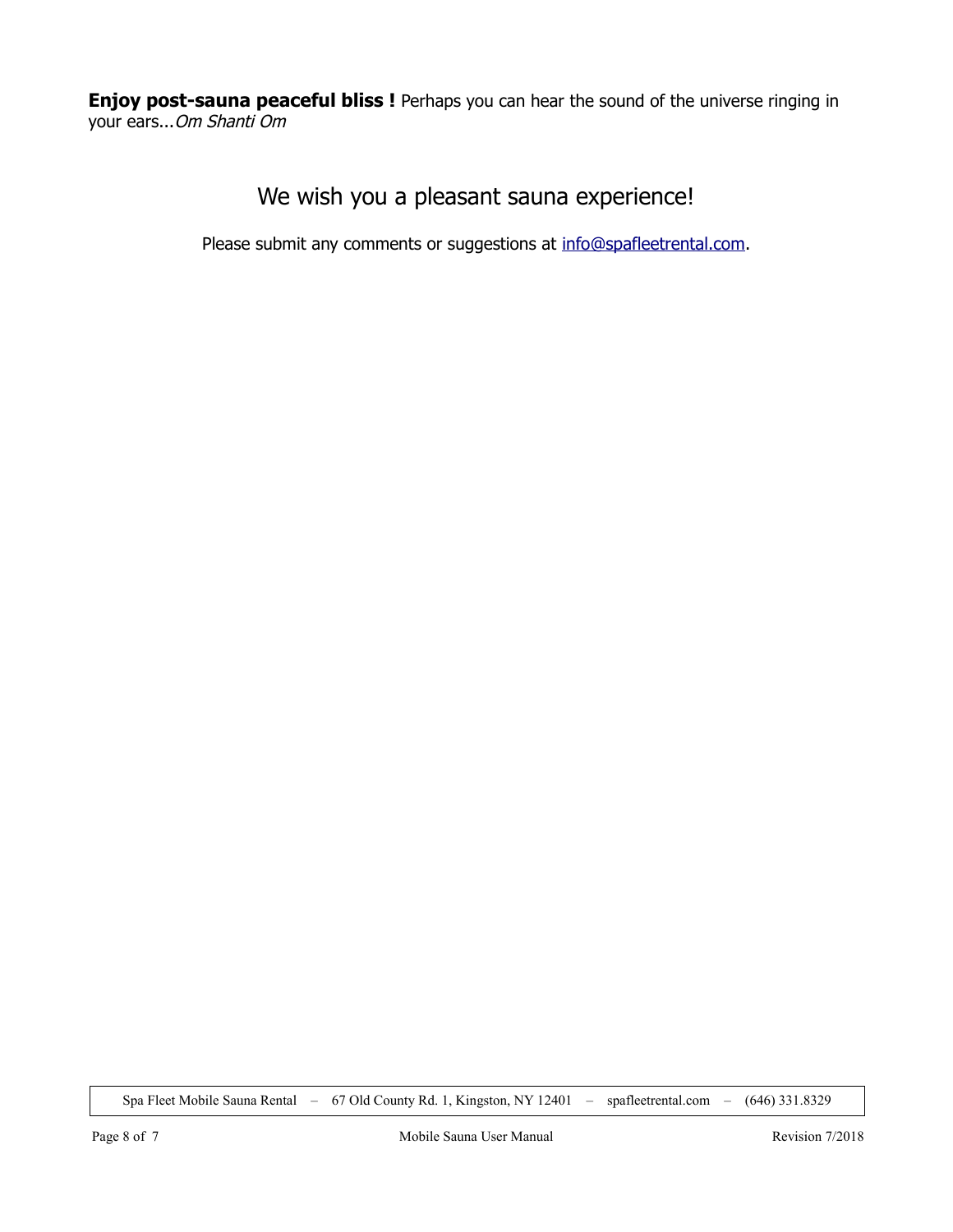**Enjoy post-sauna peaceful bliss !** Perhaps you can hear the sound of the universe ringing in your ears...*Om Shanti Om*

We wish you a pleasant sauna experience!

Please submit any comments or suggestions at info@spafleetrental.com.

Spa Fleet Mobile Sauna Rental – 67 Old County Rd. 1, Kingston, NY 12401 – spafleetrental.com – (646) 331.8329